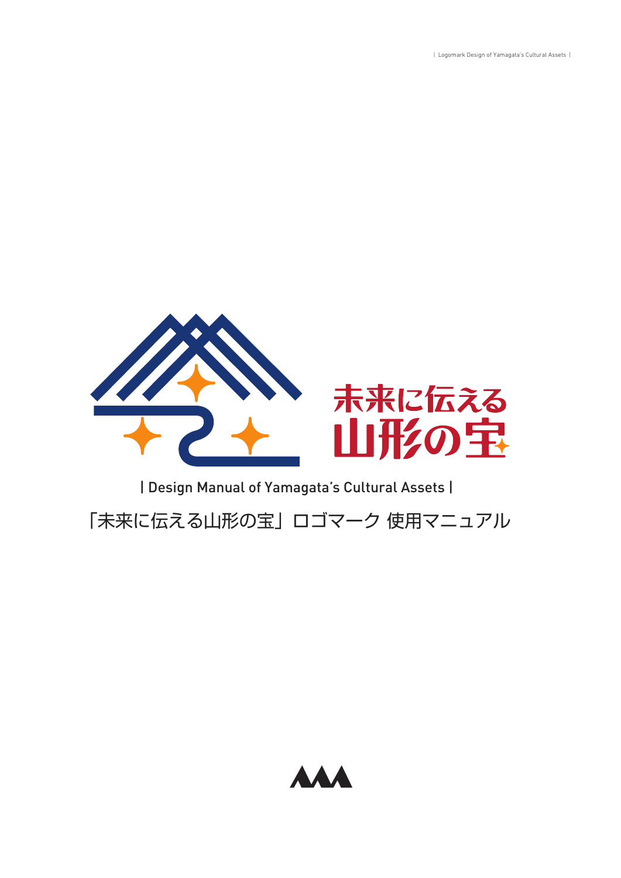未来に伝える
山形の宝

| Design Manual of Yamagata's Cultural Assets |

# 「未来に伝える山形の宝」ロゴマーク 使用マニュアル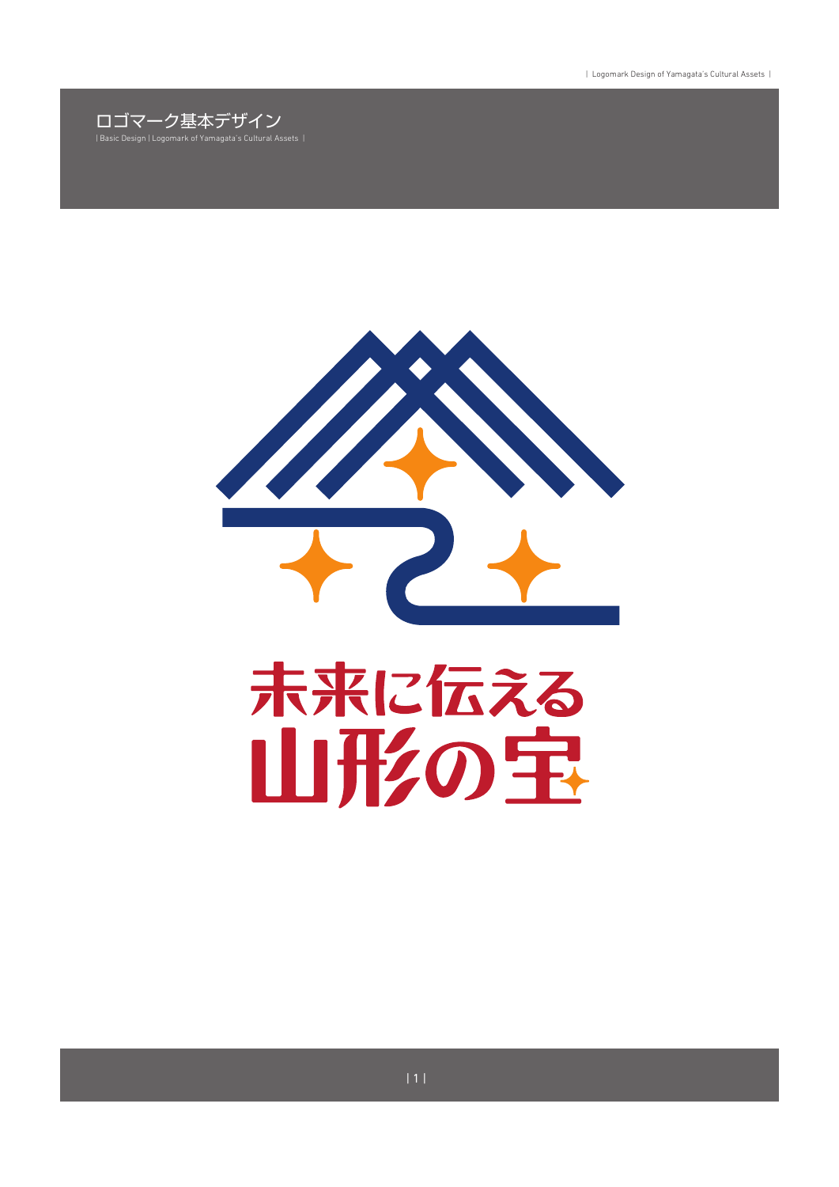# ロゴマーク基本デザイン

| Basic Design | Logomark of Yamagata's Cultural Assets |

未来に伝える
山形の宝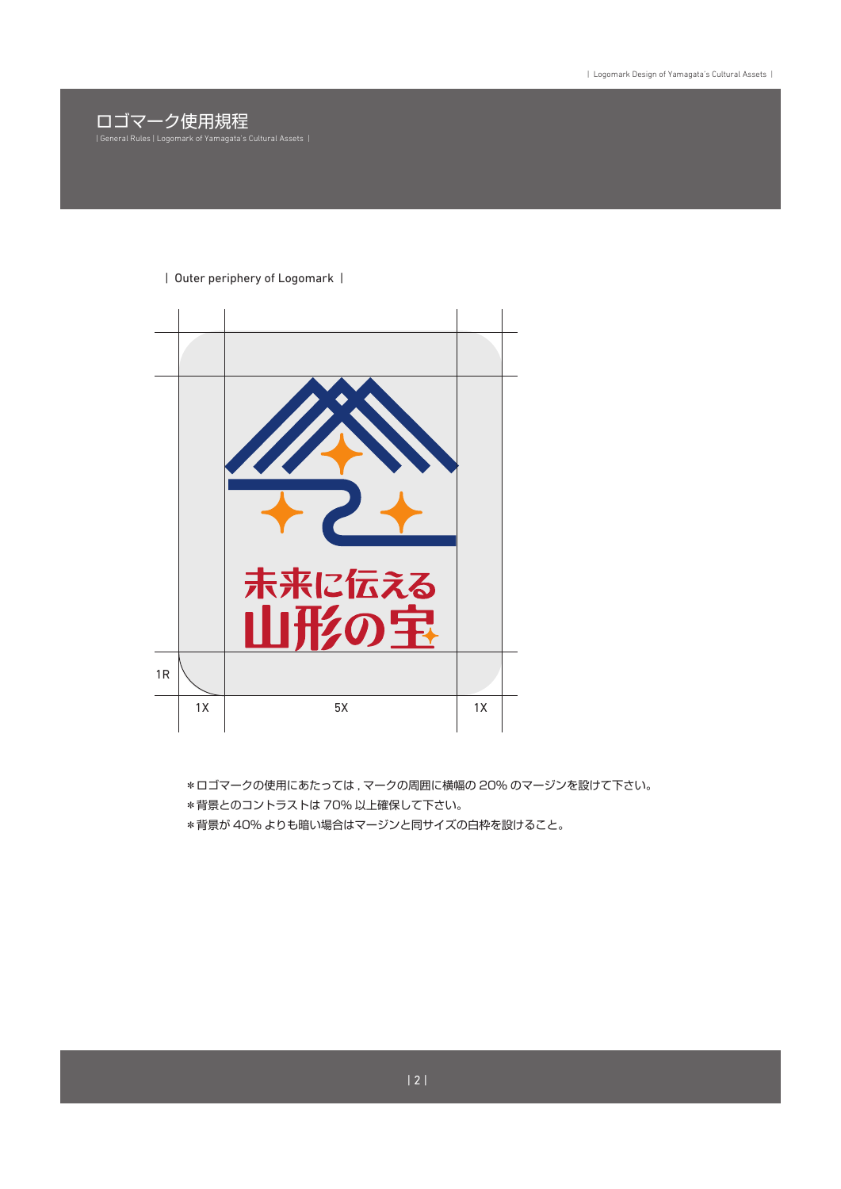# ロゴマーク使用規程

| General Rules | Logomark of Yamagata's Cultural Assets |

| Outer periphery of Logomark |

未来に伝える
山形の宝

1R

1X　5X　1X

＊ロゴマークの使用にあたっては , マークの周囲に横幅の 20% のマージンを設けて下さい。
＊背景とのコントラストは 70% 以上確保して下さい。
＊背景が 40% よりも暗い場合はマージンと同サイズの白枠を設けること。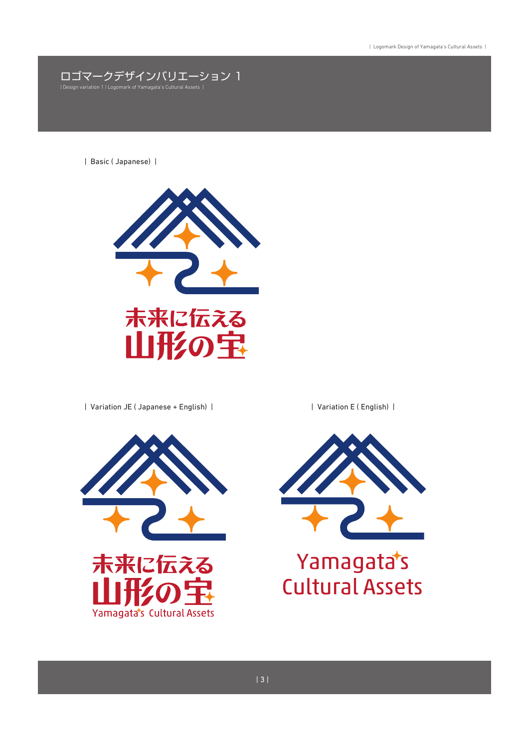# ロゴマークデザインバリエーション 1

| Design variation 1 | Logomark of Yamagata's Cultural Assets |

| Basic ( Japanese) |

未来に伝える
山形の宝

| Variation JE ( Japanese + English) |

未来に伝える
山形の宝
Yamagata's Cultural Assets

| Variation E ( English) |

Yamagata's
Cultural Assets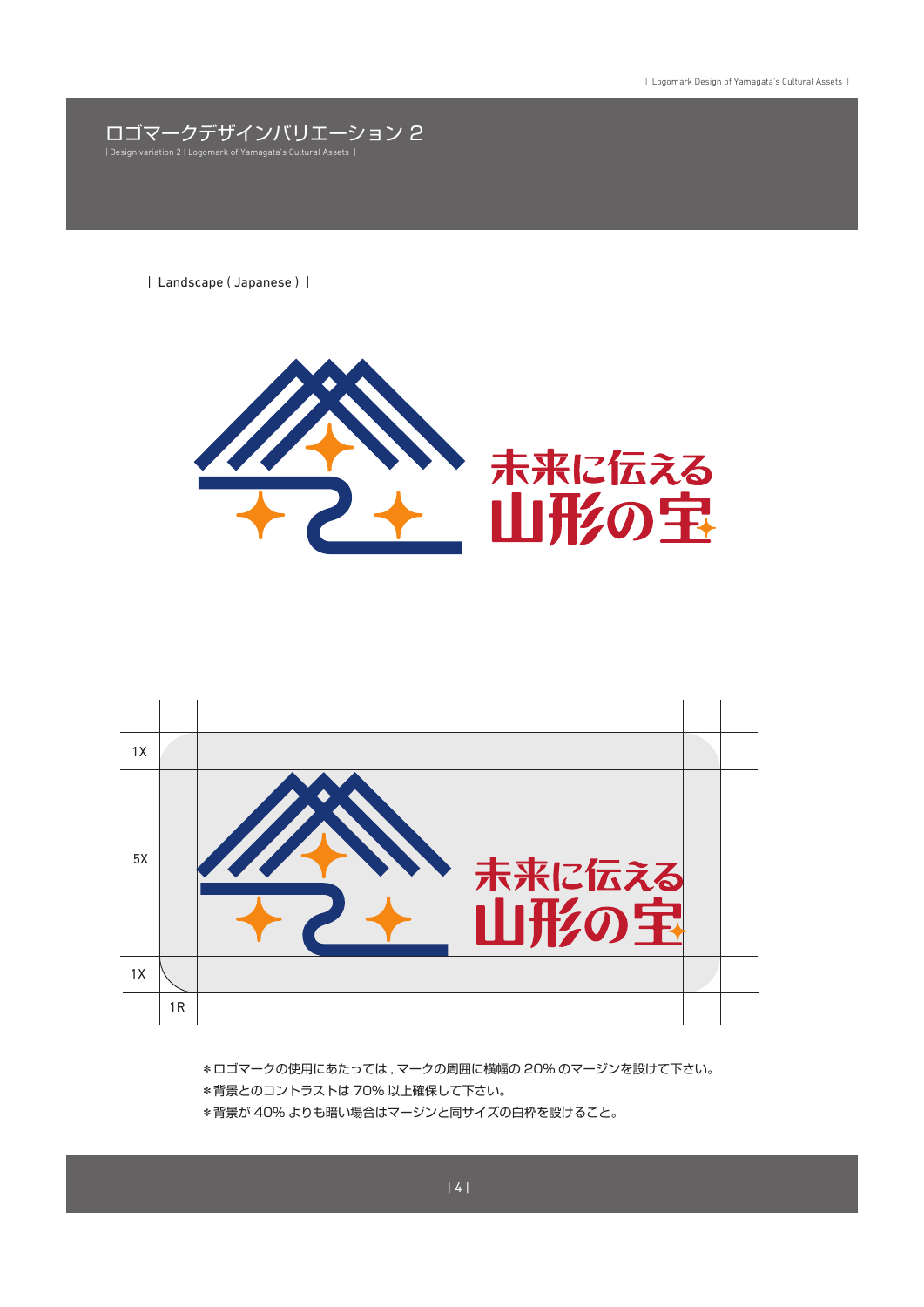# ロゴマークデザインバリエーション 2

| Design variation 2 | Logomark of Yamagata's Cultural Assets |

| Landscape ( Japanese ) |

未来に伝える
山形の宝

1X

5X

1X

1R

未来に伝える
山形の宝

＊ロゴマークの使用にあたっては , マークの周囲に横幅の 20% のマージンを設けて下さい。
＊背景とのコントラストは 70% 以上確保して下さい。
＊背景が 40% よりも暗い場合はマージンと同サイズの白枠を設けること。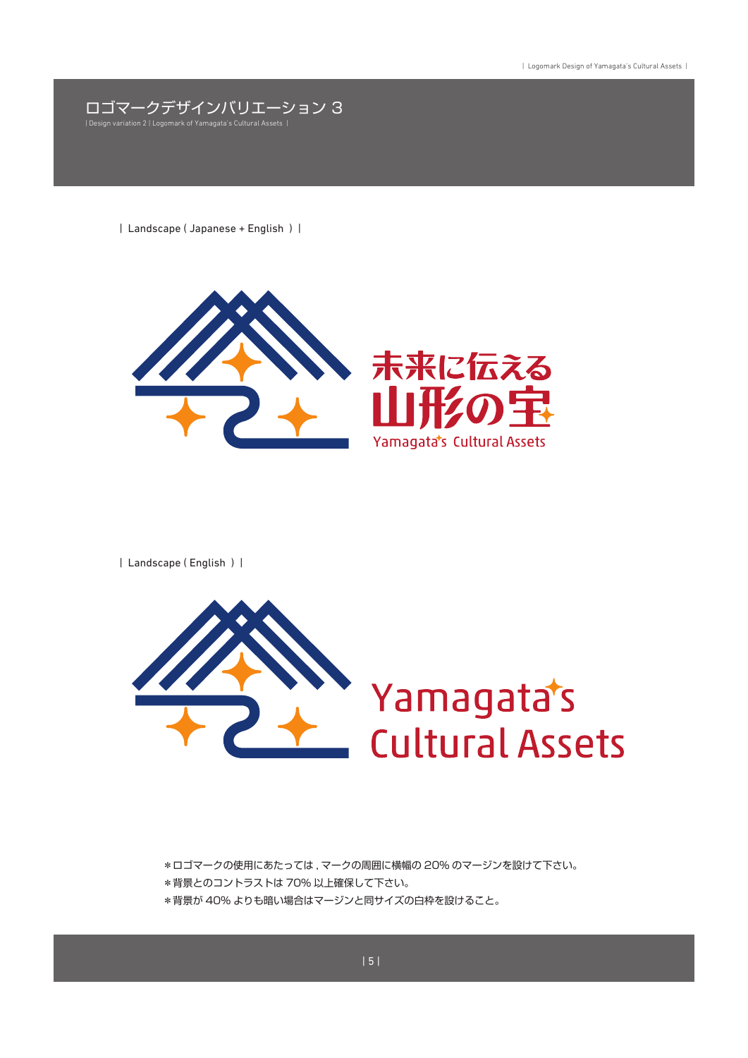# ロゴマークデザインバリエーション 3

| Design variation 2 | Logomark of Yamagata's Cultural Assets |

| Landscape ( Japanese + English ) |

未来に伝える
山形の宝
Yamagata's Cultural Assets

| Landscape ( English ) |

Yamagata's
Cultural Assets

＊ロゴマークの使用にあたっては , マークの周囲に横幅の 20% のマージンを設けて下さい。
＊背景とのコントラストは 70% 以上確保して下さい。
＊背景が 40% よりも暗い場合はマージンと同サイズの白枠を設けること。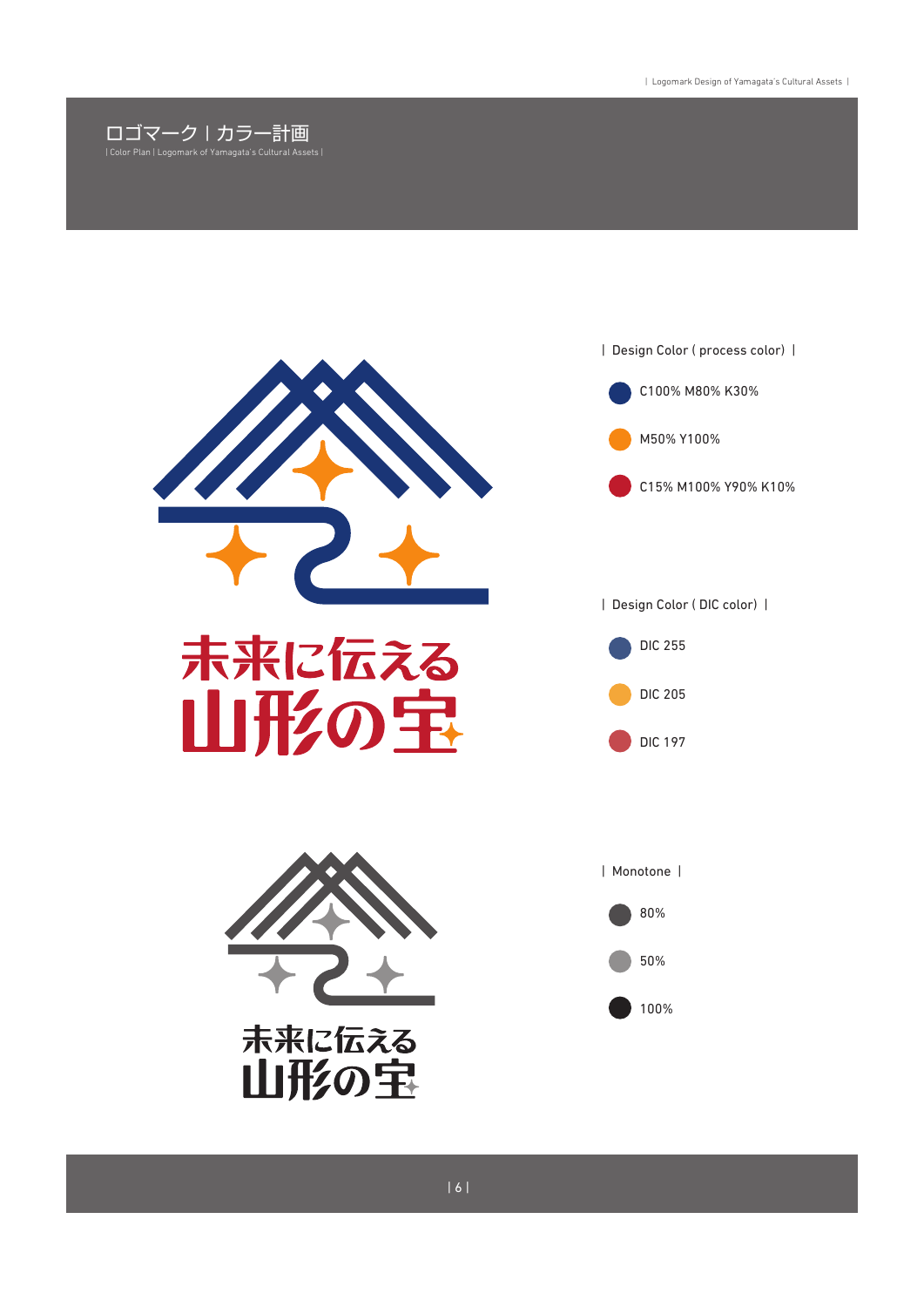# ロゴマーク | カラー計画

| Color Plan | Logomark of Yamagata's Cultural Assets |

未来に伝える
山形の宝

| Design Color ( process color) |

- C100% M80% K30%
- M50% Y100%
- C15% M100% Y90% K10%

| Design Color ( DIC color) |

- DIC 255
- DIC 205
- DIC 197

未来に伝える
山形の宝

| Monotone |

- 80%
- 50%
- 100%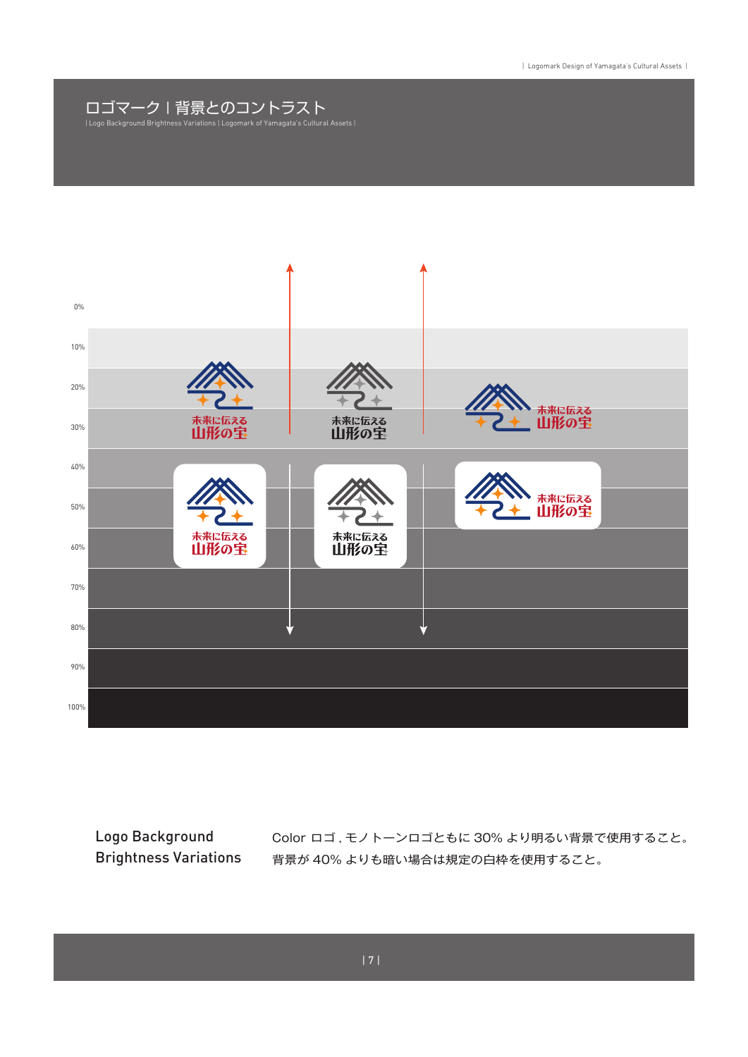# ロゴマーク｜背景とのコントラスト

| Logo Background Brightness Variations | Logomark of Yamagata's Cultural Assets |

0%

10%

20%

30%

40%

50%

60%

70%

80%

90%

100%

未来に伝える
山形の宝

## Logo Background Brightness Variations

Color ロゴ , モノトーンロゴともに 30% より明るい背景で使用すること。
背景が 40% よりも暗い場合は規定の白枠を使用すること。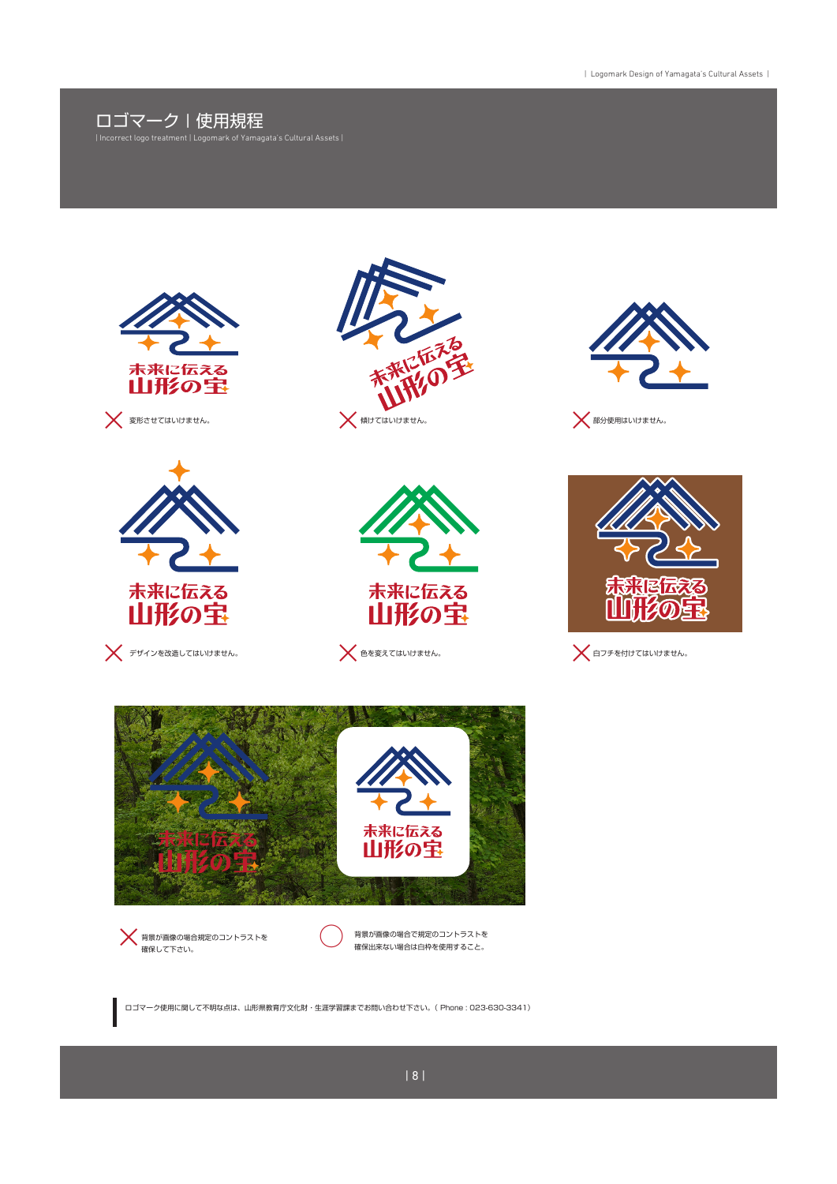# ロゴマーク｜使用規程

| Incorrect logo treatment | Logomark of Yamagata's Cultural Assets |

× 変形させてはいけません。

× 傾けてはいけません。

× 部分使用はいけません。

× デザインを改造してはいけません。

× 色を変えてはいけません。

× 白フチを付けてはいけません。

× 背景が画像の場合規定のコントラストを確保して下さい。

○ 背景が画像の場合で規定のコントラストを確保出来ない場合は白枠を使用すること。

ロゴマーク使用に関して不明な点は、山形県教育庁文化財・生涯学習課までお問い合わせ下さい。（ Phone : 023-630-3341）